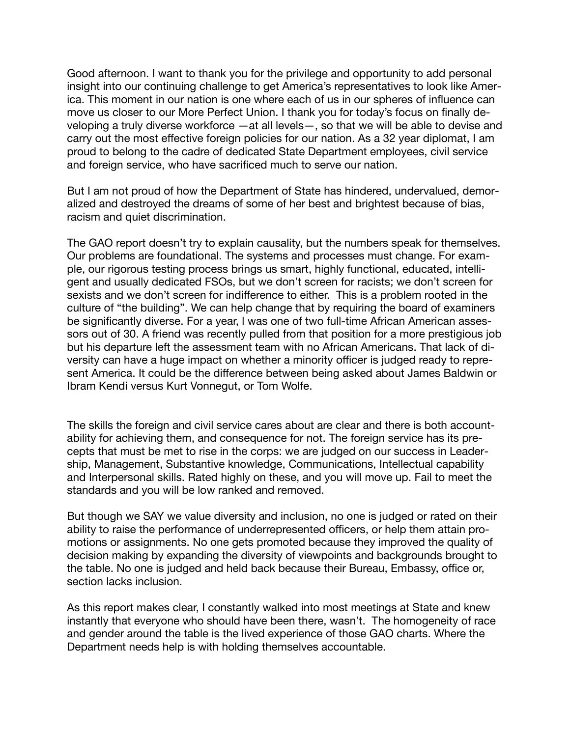Good afternoon. I want to thank you for the privilege and opportunity to add personal insight into our continuing challenge to get America's representatives to look like America. This moment in our nation is one where each of us in our spheres of influence can move us closer to our More Perfect Union. I thank you for today's focus on finally developing a truly diverse workforce —at all levels—, so that we will be able to devise and carry out the most effective foreign policies for our nation. As a 32 year diplomat, I am proud to belong to the cadre of dedicated State Department employees, civil service and foreign service, who have sacrificed much to serve our nation.

But I am not proud of how the Department of State has hindered, undervalued, demoralized and destroyed the dreams of some of her best and brightest because of bias, racism and quiet discrimination.

The GAO report doesn't try to explain causality, but the numbers speak for themselves. Our problems are foundational. The systems and processes must change. For example, our rigorous testing process brings us smart, highly functional, educated, intelligent and usually dedicated FSOs, but we don't screen for racists; we don't screen for sexists and we don't screen for indifference to either. This is a problem rooted in the culture of "the building". We can help change that by requiring the board of examiners be significantly diverse. For a year, I was one of two full-time African American assessors out of 30. A friend was recently pulled from that position for a more prestigious job but his departure left the assessment team with no African Americans. That lack of diversity can have a huge impact on whether a minority officer is judged ready to represent America. It could be the difference between being asked about James Baldwin or Ibram Kendi versus Kurt Vonnegut, or Tom Wolfe.

The skills the foreign and civil service cares about are clear and there is both accountability for achieving them, and consequence for not. The foreign service has its precepts that must be met to rise in the corps: we are judged on our success in Leadership, Management, Substantive knowledge, Communications, Intellectual capability and Interpersonal skills. Rated highly on these, and you will move up. Fail to meet the standards and you will be low ranked and removed.

But though we SAY we value diversity and inclusion, no one is judged or rated on their ability to raise the performance of underrepresented officers, or help them attain promotions or assignments. No one gets promoted because they improved the quality of decision making by expanding the diversity of viewpoints and backgrounds brought to the table. No one is judged and held back because their Bureau, Embassy, office or, section lacks inclusion.

As this report makes clear, I constantly walked into most meetings at State and knew instantly that everyone who should have been there, wasn't. The homogeneity of race and gender around the table is the lived experience of those GAO charts. Where the Department needs help is with holding themselves accountable.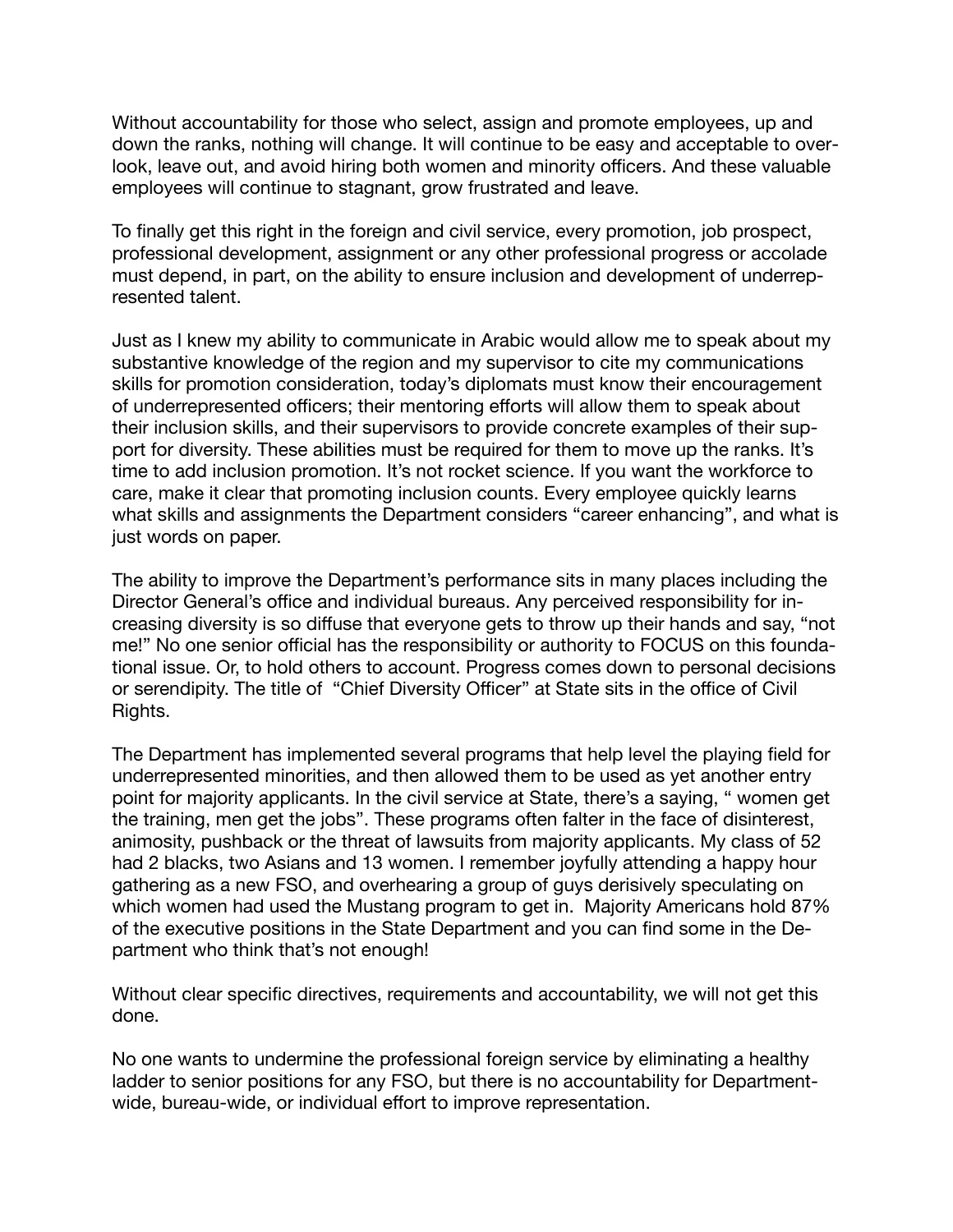Without accountability for those who select, assign and promote employees, up and down the ranks, nothing will change. It will continue to be easy and acceptable to overlook, leave out, and avoid hiring both women and minority officers. And these valuable employees will continue to stagnant, grow frustrated and leave.

To finally get this right in the foreign and civil service, every promotion, job prospect, professional development, assignment or any other professional progress or accolade must depend, in part, on the ability to ensure inclusion and development of underrepresented talent.

Just as I knew my ability to communicate in Arabic would allow me to speak about my substantive knowledge of the region and my supervisor to cite my communications skills for promotion consideration, today's diplomats must know their encouragement of underrepresented officers; their mentoring efforts will allow them to speak about their inclusion skills, and their supervisors to provide concrete examples of their support for diversity. These abilities must be required for them to move up the ranks. It's time to add inclusion promotion. It's not rocket science. If you want the workforce to care, make it clear that promoting inclusion counts. Every employee quickly learns what skills and assignments the Department considers "career enhancing", and what is just words on paper.

The ability to improve the Department's performance sits in many places including the Director General's office and individual bureaus. Any perceived responsibility for increasing diversity is so diffuse that everyone gets to throw up their hands and say, "not me!" No one senior official has the responsibility or authority to FOCUS on this foundational issue. Or, to hold others to account. Progress comes down to personal decisions or serendipity. The title of "Chief Diversity Officer" at State sits in the office of Civil Rights.

The Department has implemented several programs that help level the playing field for underrepresented minorities, and then allowed them to be used as yet another entry point for majority applicants. In the civil service at State, there's a saying, " women get the training, men get the jobs". These programs often falter in the face of disinterest, animosity, pushback or the threat of lawsuits from majority applicants. My class of 52 had 2 blacks, two Asians and 13 women. I remember joyfully attending a happy hour gathering as a new FSO, and overhearing a group of guys derisively speculating on which women had used the Mustang program to get in. Majority Americans hold 87% of the executive positions in the State Department and you can find some in the Department who think that's not enough!

Without clear specific directives, requirements and accountability, we will not get this done.

No one wants to undermine the professional foreign service by eliminating a healthy ladder to senior positions for any FSO, but there is no accountability for Department-wide, bureau-wide, or individual effort to improve representation.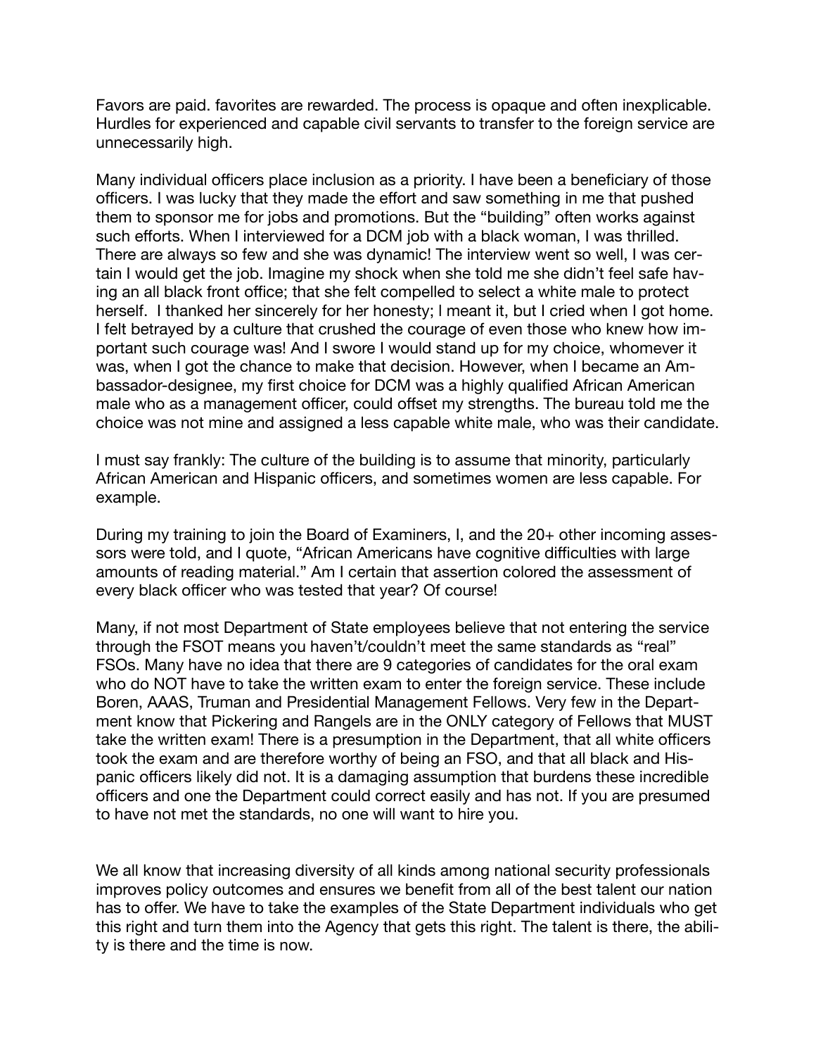Favors are paid. favorites are rewarded. The process is opaque and often inexplicable. Hurdles for experienced and capable civil servants to transfer to the foreign service are unnecessarily high.

Many individual officers place inclusion as a priority. I have been a beneficiary of those officers. I was lucky that they made the effort and saw something in me that pushed them to sponsor me for jobs and promotions. But the "building" often works against such efforts. When I interviewed for a DCM job with a black woman, I was thrilled. There are always so few and she was dynamic! The interview went so well, I was certain I would get the job. Imagine my shock when she told me she didn't feel safe having an all black front office; that she felt compelled to select a white male to protect herself. I thanked her sincerely for her honesty; I meant it, but I cried when I got home. I felt betrayed by a culture that crushed the courage of even those who knew how important such courage was! And I swore I would stand up for my choice, whomever it was, when I got the chance to make that decision. However, when I became an Ambassador-designee, my first choice for DCM was a highly qualified African American male who as a management officer, could offset my strengths. The bureau told me the choice was not mine and assigned a less capable white male, who was their candidate.

I must say frankly: The culture of the building is to assume that minority, particularly African American and Hispanic officers, and sometimes women are less capable. For example.

During my training to join the Board of Examiners, I, and the 20+ other incoming assessors were told, and I quote, "African Americans have cognitive difficulties with large amounts of reading material." Am I certain that assertion colored the assessment of every black officer who was tested that year? Of course!

Many, if not most Department of State employees believe that not entering the service through the FSOT means you haven't/couldn't meet the same standards as "real" FSOs. Many have no idea that there are 9 categories of candidates for the oral exam who do NOT have to take the written exam to enter the foreign service. These include Boren, AAAS, Truman and Presidential Management Fellows. Very few in the Department know that Pickering and Rangels are in the ONLY category of Fellows that MUST take the written exam! There is a presumption in the Department, that all white officers took the exam and are therefore worthy of being an FSO, and that all black and Hispanic officers likely did not. It is a damaging assumption that burdens these incredible officers and one the Department could correct easily and has not. If you are presumed to have not met the standards, no one will want to hire you.

We all know that increasing diversity of all kinds among national security professionals improves policy outcomes and ensures we benefit from all of the best talent our nation has to offer. We have to take the examples of the State Department individuals who get this right and turn them into the Agency that gets this right. The talent is there, the ability is there and the time is now.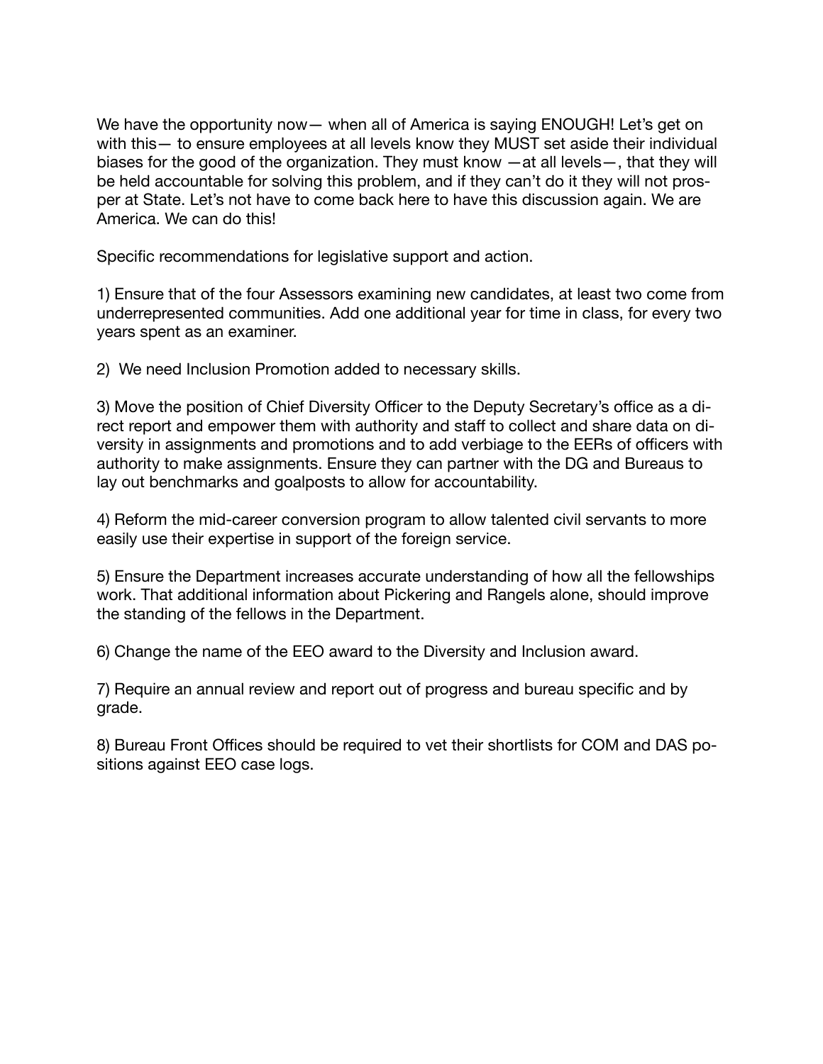We have the opportunity now— when all of America is saying ENOUGH! Let's get on with this— to ensure employees at all levels know they MUST set aside their individual biases for the good of the organization. They must know —at all levels—, that they will be held accountable for solving this problem, and if they can't do it they will not prosper at State. Let's not have to come back here to have this discussion again. We are America. We can do this!

Specific recommendations for legislative support and action.

1) Ensure that of the four Assessors examining new candidates, at least two come from underrepresented communities. Add one additional year for time in class, for every two years spent as an examiner.

2) We need Inclusion Promotion added to necessary skills.

3) Move the position of Chief Diversity Officer to the Deputy Secretary's office as a direct report and empower them with authority and staff to collect and share data on diversity in assignments and promotions and to add verbiage to the EERs of officers with authority to make assignments. Ensure they can partner with the DG and Bureaus to lay out benchmarks and goalposts to allow for accountability.

4) Reform the mid-career conversion program to allow talented civil servants to more easily use their expertise in support of the foreign service.

5) Ensure the Department increases accurate understanding of how all the fellowships work. That additional information about Pickering and Rangels alone, should improve the standing of the fellows in the Department.

6) Change the name of the EEO award to the Diversity and Inclusion award.

7) Require an annual review and report out of progress and bureau specific and by grade.

8) Bureau Front Offices should be required to vet their shortlists for COM and DAS positions against EEO case logs.